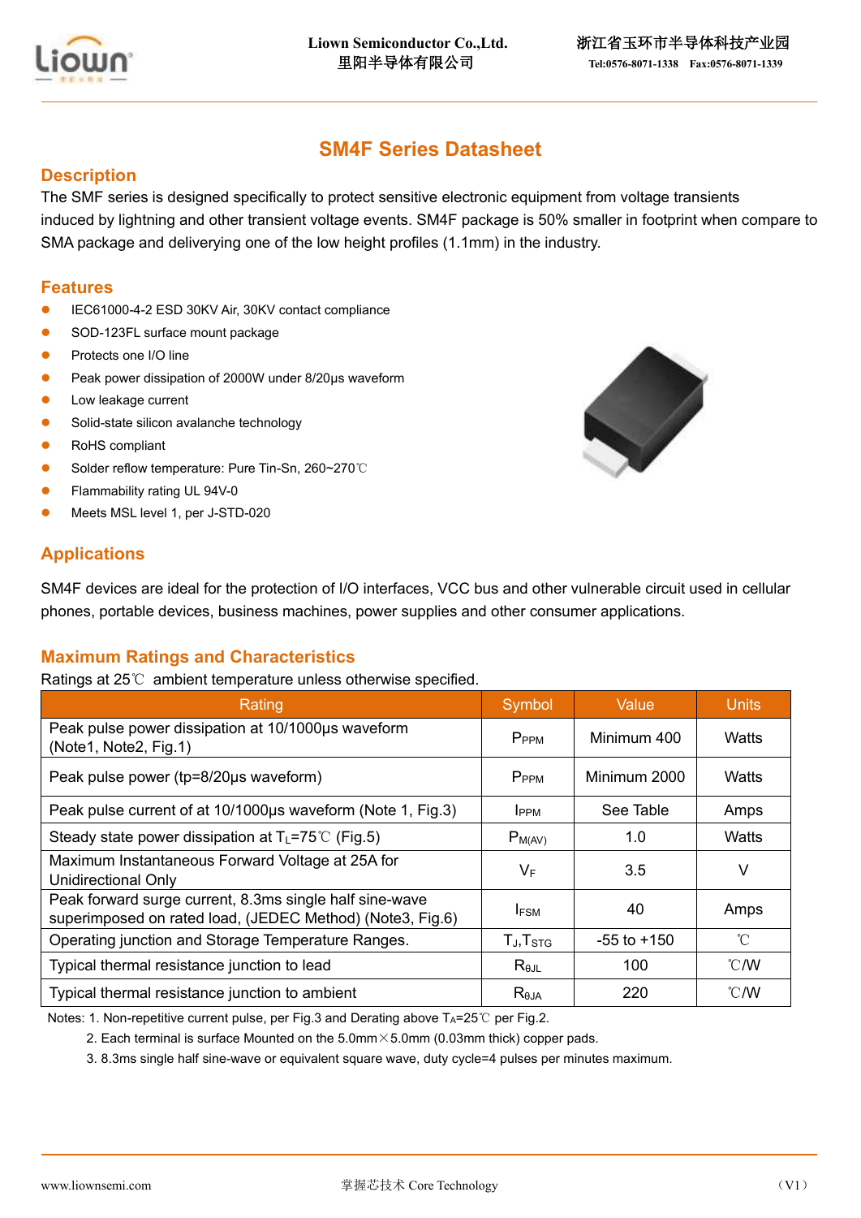# SM4F Series Datasheet

## Description

The SMF series is designed specifically to protect sensitive electronic equipment from voltage transients induced by lightning and other transient voltage events. SM4F package is 50% smaller in footprint when compare to SMA package and deliverying one of the low height profiles (1.1mm) in the industry.

## Features

- IEC61000-4-2 ESD 30KV Air, 30KV contact compliance
- SOD-123FL surface mount package
- Protects one I/O line
- Peak power dissipation of 2000W under 8/20μs waveform
- Low leakage current
- Solid-state silicon avalanche technology
- RoHS compliant
- Solder reflow temperature: Pure Tin-Sn, 260~270℃
- Flammability rating UL 94V-0
- Meets MSL level 1, per J-STD-020

## Applications

SM4F devices are ideal for the protection of I/O interfaces, VCC bus and other vulnerable circuit used in cellular phones, portable devices, business machines, power supplies and other consumer applications.

## Maximum Ratings and Characteristics

Ratings at 25℃ ambient temperature unless otherwise specified.

| Rating | Symbol | Value | Units |
|---|---|---|---|
| Peak pulse power dissipation at 10/1000μs waveform (Note1, Note2, Fig.1) | $P_{PPM}$ | Minimum 400 | Watts |
| Peak pulse power (tp=8/20μs waveform) | $P_{PPM}$ | Minimum 2000 | Watts |
| Peak pulse current of at 10/1000μs waveform (Note 1, Fig.3) | $I_{PPM}$ | See Table | Amps |
| Steady state power dissipation at $T_L$=75℃ (Fig.5) | $P_{M(AV)}$ | 1.0 | Watts |
| Maximum Instantaneous Forward Voltage at 25A for Unidirectional Only | $V_F$ | 3.5 | V |
| Peak forward surge current, 8.3ms single half sine-wave superimposed on rated load, (JEDEC Method) (Note3, Fig.6) | $I_{FSM}$ | 40 | Amps |
| Operating junction and Storage Temperature Ranges. | $T_J$,$T_{STG}$ | -55 to +150 | ℃ |
| Typical thermal resistance junction to lead | $R_{\theta JL}$ | 100 | ℃/W |
| Typical thermal resistance junction to ambient | $R_{\theta JA}$ | 220 | ℃/W |

Notes: 1. Non-repetitive current pulse, per Fig.3 and Derating above $T_A$=25℃ per Fig.2.

2. Each terminal is surface Mounted on the 5.0mm×5.0mm (0.03mm thick) copper pads.

3. 8.3ms single half sine-wave or equivalent square wave, duty cycle=4 pulses per minutes maximum.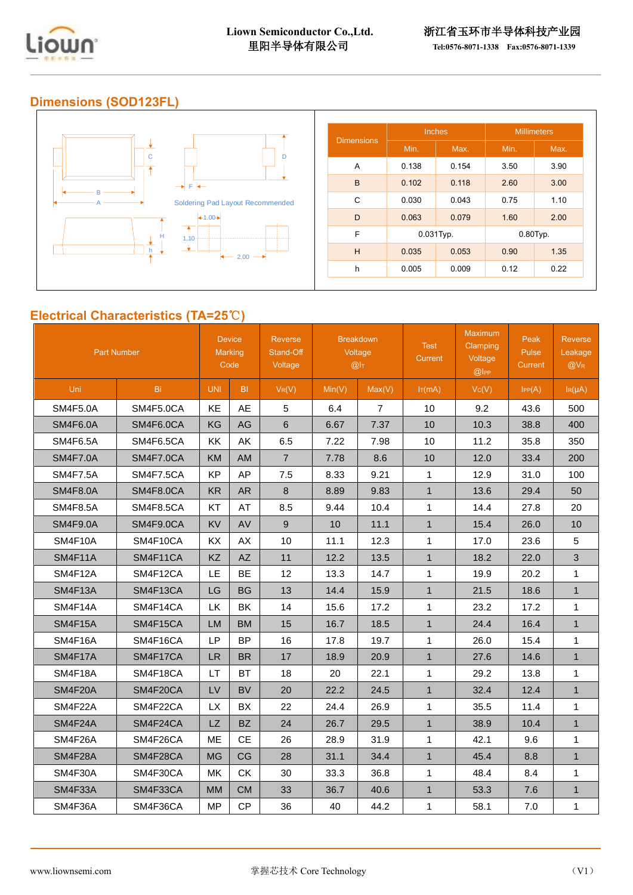## Dimensions (SOD123FL)

Soldering Pad Layout Recommended

| Dimensions | Inches | | Millimeters | |
|---|---|---|---|---|
| | Min. | Max. | Min. | Max. |
| A | 0.138 | 0.154 | 3.50 | 3.90 |
| B | 0.102 | 0.118 | 2.60 | 3.00 |
| C | 0.030 | 0.043 | 0.75 | 1.10 |
| D | 0.063 | 0.079 | 1.60 | 2.00 |
| F | 0.031Typ. | | 0.80Typ. | |
| H | 0.035 | 0.053 | 0.90 | 1.35 |
| h | 0.005 | 0.009 | 0.12 | 0.22 |

## Electrical Characteristics (TA=25℃)

| Part Number | | Device Marking Code | | Reverse Stand-Off Voltage | Breakdown Voltage @$I_T$ | | Test Current | Maximum Clamping Voltage @$I_{PP}$ | Peak Pulse Current | Reverse Leakage @$V_R$ |
|---|---|---|---|---|---|---|---|---|---|---|
| Uni | Bi | UNI | BI | $V_R$(V) | Min(V) | Max(V) | $I_T$(mA) | $V_C$(V) | $I_{PP}$(A) | $I_R$(μA) |
| SM4F5.0A | SM4F5.0CA | KE | AE | 5 | 6.4 | 7 | 10 | 9.2 | 43.6 | 500 |
| SM4F6.0A | SM4F6.0CA | KG | AG | 6 | 6.67 | 7.37 | 10 | 10.3 | 38.8 | 400 |
| SM4F6.5A | SM4F6.5CA | KK | AK | 6.5 | 7.22 | 7.98 | 10 | 11.2 | 35.8 | 350 |
| SM4F7.0A | SM4F7.0CA | KM | AM | 7 | 7.78 | 8.6 | 10 | 12.0 | 33.4 | 200 |
| SM4F7.5A | SM4F7.5CA | KP | AP | 7.5 | 8.33 | 9.21 | 1 | 12.9 | 31.0 | 100 |
| SM4F8.0A | SM4F8.0CA | KR | AR | 8 | 8.89 | 9.83 | 1 | 13.6 | 29.4 | 50 |
| SM4F8.5A | SM4F8.5CA | KT | AT | 8.5 | 9.44 | 10.4 | 1 | 14.4 | 27.8 | 20 |
| SM4F9.0A | SM4F9.0CA | KV | AV | 9 | 10 | 11.1 | 1 | 15.4 | 26.0 | 10 |
| SM4F10A | SM4F10CA | KX | AX | 10 | 11.1 | 12.3 | 1 | 17.0 | 23.6 | 5 |
| SM4F11A | SM4F11CA | KZ | AZ | 11 | 12.2 | 13.5 | 1 | 18.2 | 22.0 | 3 |
| SM4F12A | SM4F12CA | LE | BE | 12 | 13.3 | 14.7 | 1 | 19.9 | 20.2 | 1 |
| SM4F13A | SM4F13CA | LG | BG | 13 | 14.4 | 15.9 | 1 | 21.5 | 18.6 | 1 |
| SM4F14A | SM4F14CA | LK | BK | 14 | 15.6 | 17.2 | 1 | 23.2 | 17.2 | 1 |
| SM4F15A | SM4F15CA | LM | BM | 15 | 16.7 | 18.5 | 1 | 24.4 | 16.4 | 1 |
| SM4F16A | SM4F16CA | LP | BP | 16 | 17.8 | 19.7 | 1 | 26.0 | 15.4 | 1 |
| SM4F17A | SM4F17CA | LR | BR | 17 | 18.9 | 20.9 | 1 | 27.6 | 14.6 | 1 |
| SM4F18A | SM4F18CA | LT | BT | 18 | 20 | 22.1 | 1 | 29.2 | 13.8 | 1 |
| SM4F20A | SM4F20CA | LV | BV | 20 | 22.2 | 24.5 | 1 | 32.4 | 12.4 | 1 |
| SM4F22A | SM4F22CA | LX | BX | 22 | 24.4 | 26.9 | 1 | 35.5 | 11.4 | 1 |
| SM4F24A | SM4F24CA | LZ | BZ | 24 | 26.7 | 29.5 | 1 | 38.9 | 10.4 | 1 |
| SM4F26A | SM4F26CA | ME | CE | 26 | 28.9 | 31.9 | 1 | 42.1 | 9.6 | 1 |
| SM4F28A | SM4F28CA | MG | CG | 28 | 31.1 | 34.4 | 1 | 45.4 | 8.8 | 1 |
| SM4F30A | SM4F30CA | MK | CK | 30 | 33.3 | 36.8 | 1 | 48.4 | 8.4 | 1 |
| SM4F33A | SM4F33CA | MM | CM | 33 | 36.7 | 40.6 | 1 | 53.3 | 7.6 | 1 |
| SM4F36A | SM4F36CA | MP | CP | 36 | 40 | 44.2 | 1 | 58.1 | 7.0 | 1 |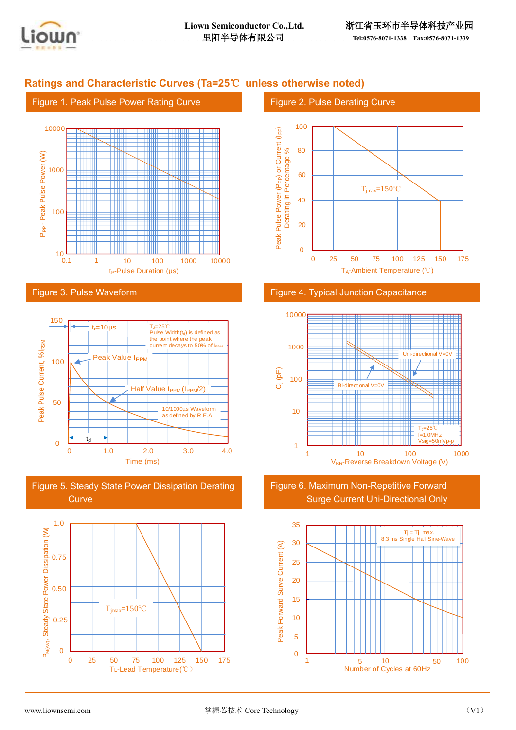## Ratings and Characteristic Curves (Ta=25℃ unless otherwise noted)

### Figure 1. Peak Pulse Power Rating Curve

$P_{PP}$ - Peak Pulse Power (W)

10000, 1000, 100, 10

0.1, 1, 10, 100, 1000, 10000

$t_P$-Pulse Duration (µs)

### Figure 2. Pulse Derating Curve

Peak Pulse Power ($P_{PP}$) or Current ($I_{PP}$) Derating in Percentage %

100, 80, 60, 40, 20, 0

$T_{jmax}$=150℃

0, 25, 50, 75, 100, 125, 150, 175

$T_A$-Ambient Temperature (℃)

### Figure 3. Pulse Waveform

Peak Pulse Current, $\%I_{RSM}$

150, 100, 50, 0

$t_r$=10µs

$T_J$=25℃
Pulse Width($t_d$) is defined as the point where the peak current decays to 50% of $I_{PPM}$

Peak Value $I_{PPM}$

Half Value $I_{PPM}$ ($I_{PPM}$/2)

10/1000µs Waveform as defined by R.E.A

$t_d$

0, 1.0, 2.0, 3.0, 4.0

Time (ms)

### Figure 4. Typical Junction Capacitance

Cj (pF)

10000, 1000, 100, 10, 1

Uni-directional V=0V

Bi-directional V=0V

$T_J$=25℃
f=1.0MHz
Vsig=50mVp-p

1, 10, 100, 1000

$V_{BR}$-Reverse Breakdown Voltage (V)

### Figure 5. Steady State Power Dissipation Derating Curve

$P_{M(AV)}$, Steady State Power Dissipation (W)

1.0, 0.75, 0.50, 0.25, 0

$T_{jmax}$=150℃

0, 25, 50, 75, 100, 125, 150, 175

TL-Lead Temperature(℃)

### Figure 6. Maximum Non-Repetitive Forward Surge Current Uni-Directional Only

Peak Forward Surve Current (A)

35, 30, 25, 20, 15, 10, 5, 0

Tj = Tj max.
8.3 ms Single Half Sine-Wave

1, 5, 10, 50, 100

Number of Cycles at 60Hz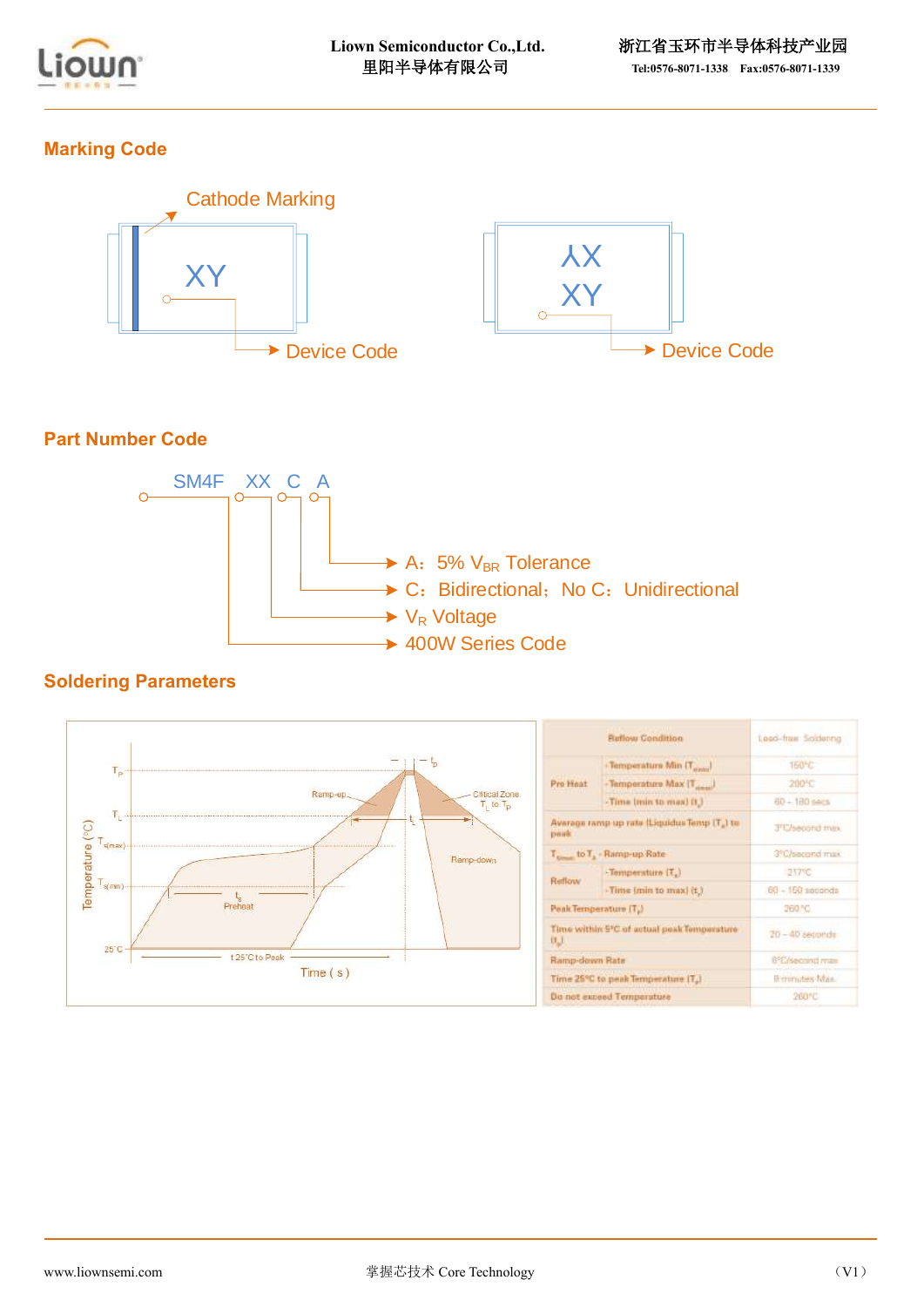## Marking Code

Cathode Marking

XY → Device Code

XX
XY → Device Code

## Part Number Code

SM4F XX C A

- A：5% $V_{BR}$ Tolerance
- C：Bidirectional；No C：Unidirectional
- $V_R$ Voltage
- 400W Series Code

## Soldering Parameters

| Reflow Condition | | Lead-free Soldering |
|---|---|---|
| Pre Heat | -Temperature Min ($T_{s(min)}$) | 150°C |
| | -Temperature Max ($T_{s(max)}$) | 200°C |
| | -Time (min to max) ($t_s$) | 60 – 180 secs |
| Average ramp up rate (Liquidus Temp ($T_L$) to peak | | 3°C/second max |
| $T_{S(max)}$ to $T_L$ - Ramp-up Rate | | 3°C/second max |
| Reflow | -Temperature ($T_L$) | 217°C |
| | -Time (min to max) ($t_s$) | 60 – 150 seconds |
| Peak Temperature ($T_P$) | | 260 °C |
| Time within 5°C of actual peak Temperature ($t_p$) | | 20 – 40 seconds |
| Ramp-down Rate | | 6°C/second max |
| Time 25°C to peak Temperature ($T_P$) | | 8 minutes Max. |
| Do not exceed Temperature | | 260°C |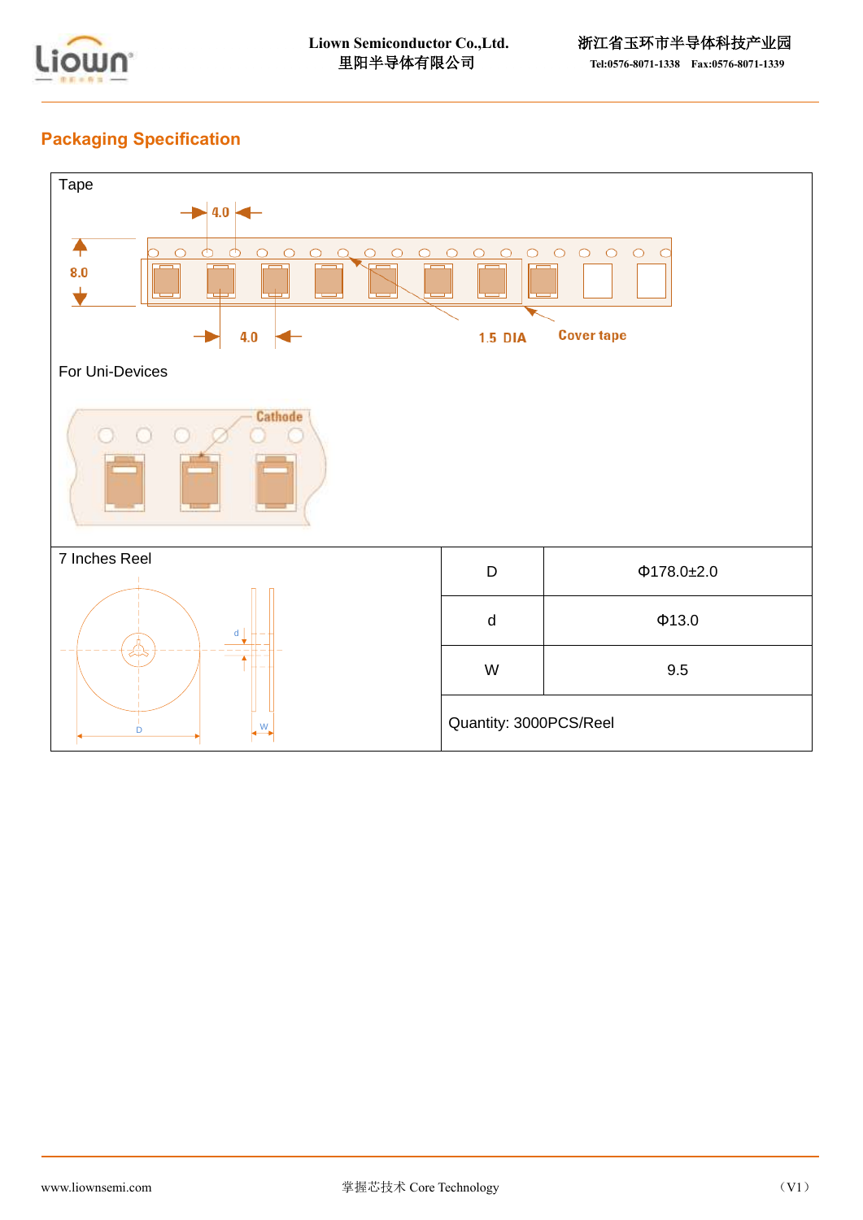## Packaging Specification

Tape

4.0

8.0

4.0

1.5 DIA

Cover tape

For Uni-Devices

Cathode

7 Inches Reel

d

D

W

| | |
|---|---|
| D | Φ178.0±2.0 |
| d | Φ13.0 |
| W | 9.5 |
| Quantity: 3000PCS/Reel | |